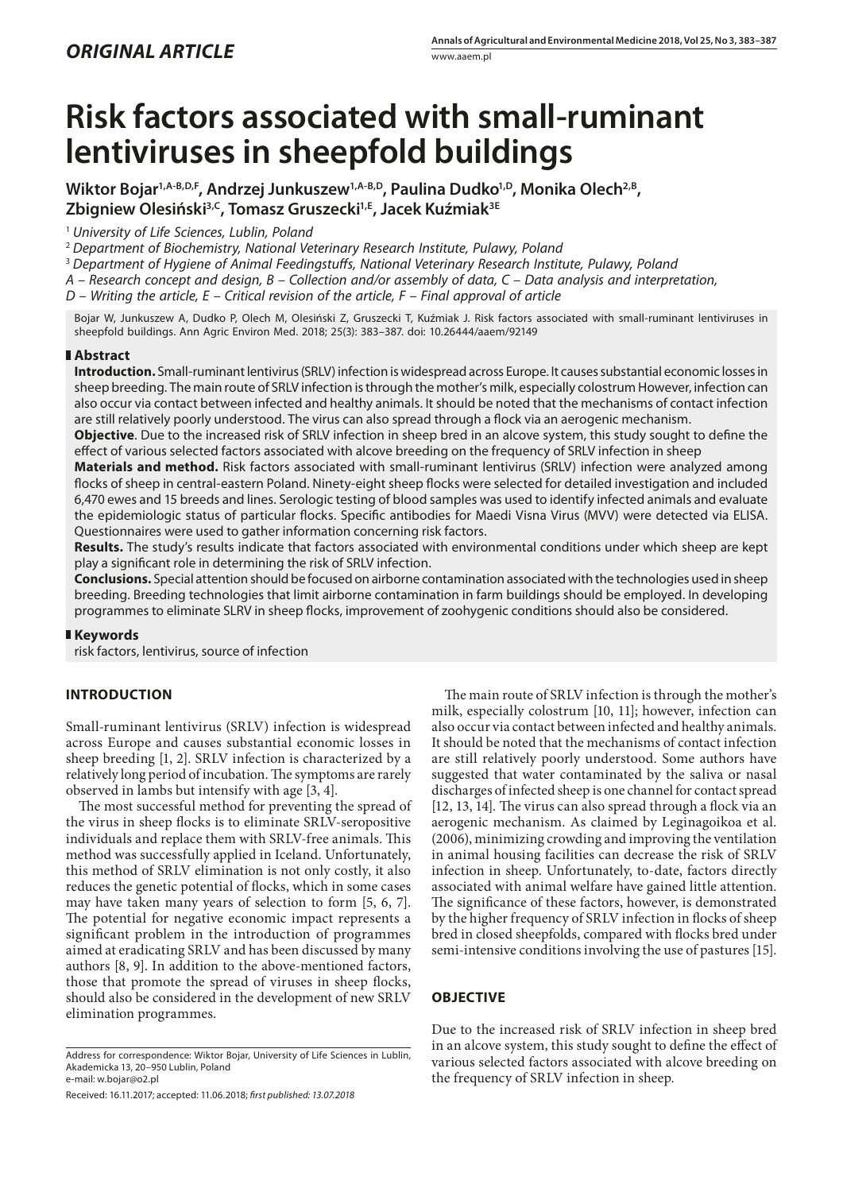*ORIGINAL ARTICLE*

# Risk factors associated with small-ruminant lentiviruses in sheepfold buildings

**Wiktor Bojar[1,A-B,D,F], Andrzej Junkuszew[1,A-B,D], Paulina Dudko[1,D], Monika Olech[2,B], Zbigniew Olesiński[3,C], Tomasz Gruszecki[1,E], Jacek Kuźmiak[3E]**

[1] *University of Life Sciences, Lublin, Poland*

[2] *Department of Biochemistry, National Veterinary Research Institute, Pulawy, Poland*

[3] *Department of Hygiene of Animal Feedingstuffs, National Veterinary Research Institute, Pulawy, Poland*

*A – Research concept and design, B – Collection and/or assembly of data, C – Data analysis and interpretation, D – Writing the article, E – Critical revision of the article, F – Final approval of article*

Bojar W, Junkuszew A, Dudko P, Olech M, Olesiński Z, Gruszecki T, Kuźmiak J. Risk factors associated with small-ruminant lentiviruses in sheepfold buildings. Ann Agric Environ Med. 2018; 25(3): 383–387. doi: 10.26444/aaem/92149

## Abstract

**Introduction.** Small-ruminant lentivirus (SRLV) infection is widespread across Europe. It causes substantial economic losses in sheep breeding. The main route of SRLV infection is through the mother's milk, especially colostrum However, infection can also occur via contact between infected and healthy animals. It should be noted that the mechanisms of contact infection are still relatively poorly understood. The virus can also spread through a flock via an aerogenic mechanism.

**Objective**. Due to the increased risk of SRLV infection in sheep bred in an alcove system, this study sought to define the effect of various selected factors associated with alcove breeding on the frequency of SRLV infection in sheep

**Materials and method.** Risk factors associated with small-ruminant lentivirus (SRLV) infection were analyzed among flocks of sheep in central-eastern Poland. Ninety-eight sheep flocks were selected for detailed investigation and included 6,470 ewes and 15 breeds and lines. Serologic testing of blood samples was used to identify infected animals and evaluate the epidemiologic status of particular flocks. Specific antibodies for Maedi Visna Virus (MVV) were detected via ELISA. Questionnaires were used to gather information concerning risk factors.

**Results.** The study's results indicate that factors associated with environmental conditions under which sheep are kept play a significant role in determining the risk of SRLV infection.

**Conclusions.** Special attention should be focused on airborne contamination associated with the technologies used in sheep breeding. Breeding technologies that limit airborne contamination in farm buildings should be employed. In developing programmes to eliminate SLRV in sheep flocks, improvement of zoohygenic conditions should also be considered.

## Keywords

risk factors, lentivirus, source of infection

## INTRODUCTION

Small-ruminant lentivirus (SRLV) infection is widespread across Europe and causes substantial economic losses in sheep breeding [1, 2]. SRLV infection is characterized by a relatively long period of incubation. The symptoms are rarely observed in lambs but intensify with age [3, 4].

The most successful method for preventing the spread of the virus in sheep flocks is to eliminate SRLV-seropositive individuals and replace them with SRLV-free animals. This method was successfully applied in Iceland. Unfortunately, this method of SRLV elimination is not only costly, it also reduces the genetic potential of flocks, which in some cases may have taken many years of selection to form [5, 6, 7]. The potential for negative economic impact represents a significant problem in the introduction of programmes aimed at eradicating SRLV and has been discussed by many authors [8, 9]. In addition to the above-mentioned factors, those that promote the spread of viruses in sheep flocks, should also be considered in the development of new SRLV elimination programmes.

The main route of SRLV infection is through the mother's milk, especially colostrum [10, 11]; however, infection can also occur via contact between infected and healthy animals. It should be noted that the mechanisms of contact infection are still relatively poorly understood. Some authors have suggested that water contaminated by the saliva or nasal discharges of infected sheep is one channel for contact spread [12, 13, 14]. The virus can also spread through a flock via an aerogenic mechanism. As claimed by Leginagoikoa et al. (2006), minimizing crowding and improving the ventilation in animal housing facilities can decrease the risk of SRLV infection in sheep. Unfortunately, to-date, factors directly associated with animal welfare have gained little attention. The significance of these factors, however, is demonstrated by the higher frequency of SRLV infection in flocks of sheep bred in closed sheepfolds, compared with flocks bred under semi-intensive conditions involving the use of pastures [15].

## OBJECTIVE

Due to the increased risk of SRLV infection in sheep bred in an alcove system, this study sought to define the effect of various selected factors associated with alcove breeding on the frequency of SRLV infection in sheep.

Address for correspondence: Wiktor Bojar, University of Life Sciences in Lublin, Akademicka 13, 20–950 Lublin, Poland
e-mail: w.bojar@o2.pl

Received: 16.11.2017; accepted: 11.06.2018; *first published: 13.07.2018*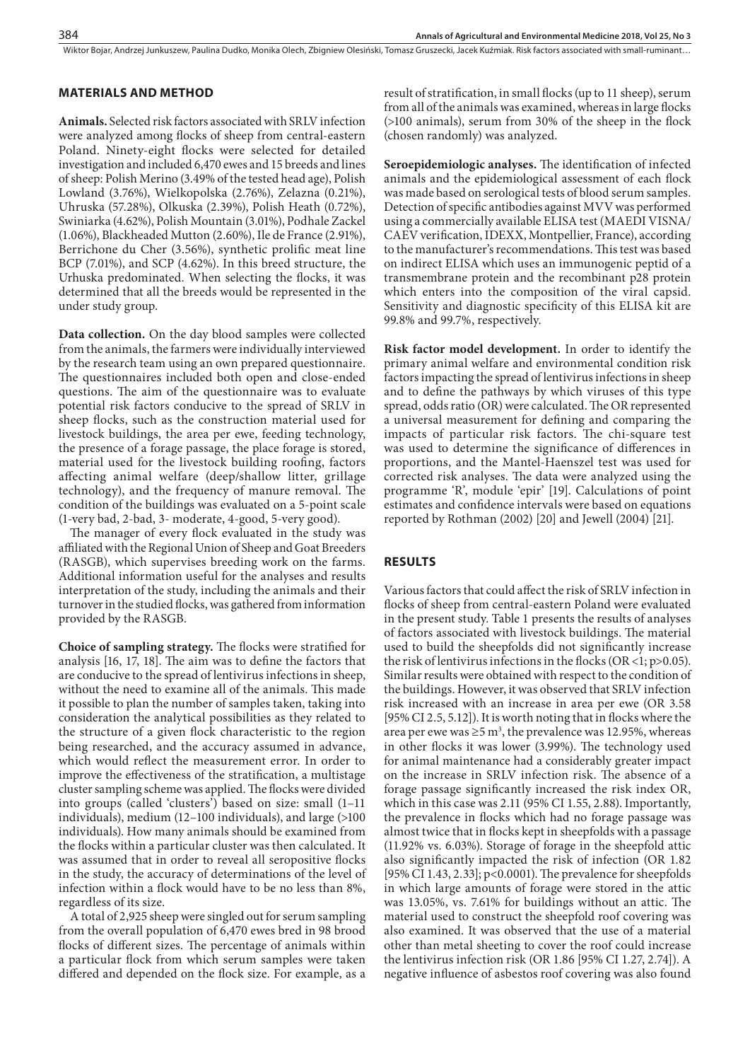## MATERIALS AND METHOD

**Animals.** Selected risk factors associated with SRLV infection were analyzed among flocks of sheep from central-eastern Poland. Ninety-eight flocks were selected for detailed investigation and included 6,470 ewes and 15 breeds and lines of sheep: Polish Merino (3.49% of the tested head age), Polish Lowland (3.76%), Wielkopolska (2.76%), Zelazna (0.21%), Uhruska (57.28%), Olkuska (2.39%), Polish Heath (0.72%), Swiniarka (4.62%), Polish Mountain (3.01%), Podhale Zackel (1.06%), Blackheaded Mutton (2.60%), Ile de France (2.91%), Berrichone du Cher (3.56%), synthetic prolific meat line BCP (7.01%), and SCP (4.62%). In this breed structure, the Urhuska predominated. When selecting the flocks, it was determined that all the breeds would be represented in the under study group.

**Data collection.** On the day blood samples were collected from the animals, the farmers were individually interviewed by the research team using an own prepared questionnaire. The questionnaires included both open and close-ended questions. The aim of the questionnaire was to evaluate potential risk factors conducive to the spread of SRLV in sheep flocks, such as the construction material used for livestock buildings, the area per ewe, feeding technology, the presence of a forage passage, the place forage is stored, material used for the livestock building roofing, factors affecting animal welfare (deep/shallow litter, grillage technology), and the frequency of manure removal. The condition of the buildings was evaluated on a 5-point scale (1-very bad, 2-bad, 3- moderate, 4-good, 5-very good).

The manager of every flock evaluated in the study was affiliated with the Regional Union of Sheep and Goat Breeders (RASGB), which supervises breeding work on the farms. Additional information useful for the analyses and results interpretation of the study, including the animals and their turnover in the studied flocks, was gathered from information provided by the RASGB.

**Choice of sampling strategy.** The flocks were stratified for analysis [16, 17, 18]. The aim was to define the factors that are conducive to the spread of lentivirus infections in sheep, without the need to examine all of the animals. This made it possible to plan the number of samples taken, taking into consideration the analytical possibilities as they related to the structure of a given flock characteristic to the region being researched, and the accuracy assumed in advance, which would reflect the measurement error. In order to improve the effectiveness of the stratification, a multistage cluster sampling scheme was applied. The flocks were divided into groups (called 'clusters') based on size: small (1–11 individuals), medium (12–100 individuals), and large (>100 individuals). How many animals should be examined from the flocks within a particular cluster was then calculated. It was assumed that in order to reveal all seropositive flocks in the study, the accuracy of determinations of the level of infection within a flock would have to be no less than 8%, regardless of its size.

A total of 2,925 sheep were singled out for serum sampling from the overall population of 6,470 ewes bred in 98 brood flocks of different sizes. The percentage of animals within a particular flock from which serum samples were taken differed and depended on the flock size. For example, as a result of stratification, in small flocks (up to 11 sheep), serum from all of the animals was examined, whereas in large flocks (>100 animals), serum from 30% of the sheep in the flock (chosen randomly) was analyzed.

**Seroepidemiologic analyses.** The identification of infected animals and the epidemiological assessment of each flock was made based on serological tests of blood serum samples. Detection of specific antibodies against MVV was performed using a commercially available ELISA test (MAEDI VISNA/CAEV verification, IDEXX, Montpellier, France), according to the manufacturer's recommendations. This test was based on indirect ELISA which uses an immunogenic peptid of a transmembrane protein and the recombinant p28 protein which enters into the composition of the viral capsid. Sensitivity and diagnostic specificity of this ELISA kit are 99.8% and 99.7%, respectively.

**Risk factor model development.** In order to identify the primary animal welfare and environmental condition risk factors impacting the spread of lentivirus infections in sheep and to define the pathways by which viruses of this type spread, odds ratio (OR) were calculated. The OR represented a universal measurement for defining and comparing the impacts of particular risk factors. The chi-square test was used to determine the significance of differences in proportions, and the Mantel-Haenszel test was used for corrected risk analyses. The data were analyzed using the programme 'R', module 'epir' [19]. Calculations of point estimates and confidence intervals were based on equations reported by Rothman (2002) [20] and Jewell (2004) [21].

## RESULTS

Various factors that could affect the risk of SRLV infection in flocks of sheep from central-eastern Poland were evaluated in the present study. Table 1 presents the results of analyses of factors associated with livestock buildings. The material used to build the sheepfolds did not significantly increase the risk of lentivirus infections in the flocks (OR <1; p>0.05). Similar results were obtained with respect to the condition of the buildings. However, it was observed that SRLV infection risk increased with an increase in area per ewe (OR 3.58 [95% CI 2.5, 5.12]). It is worth noting that in flocks where the area per ewe was ≥5 $m^3$, the prevalence was 12.95%, whereas in other flocks it was lower (3.99%). The technology used for animal maintenance had a considerably greater impact on the increase in SRLV infection risk. The absence of a forage passage significantly increased the risk index OR, which in this case was 2.11 (95% CI 1.55, 2.88). Importantly, the prevalence in flocks which had no forage passage was almost twice that in flocks kept in sheepfolds with a passage (11.92% vs. 6.03%). Storage of forage in the sheepfold attic also significantly impacted the risk of infection (OR 1.82 [95% CI 1.43, 2.33]; p<0.0001). The prevalence for sheepfolds in which large amounts of forage were stored in the attic was 13.05%, vs. 7.61% for buildings without an attic. The material used to construct the sheepfold roof covering was also examined. It was observed that the use of a material other than metal sheeting to cover the roof could increase the lentivirus infection risk (OR 1.86 [95% CI 1.27, 2.74]). A negative influence of asbestos roof covering was also found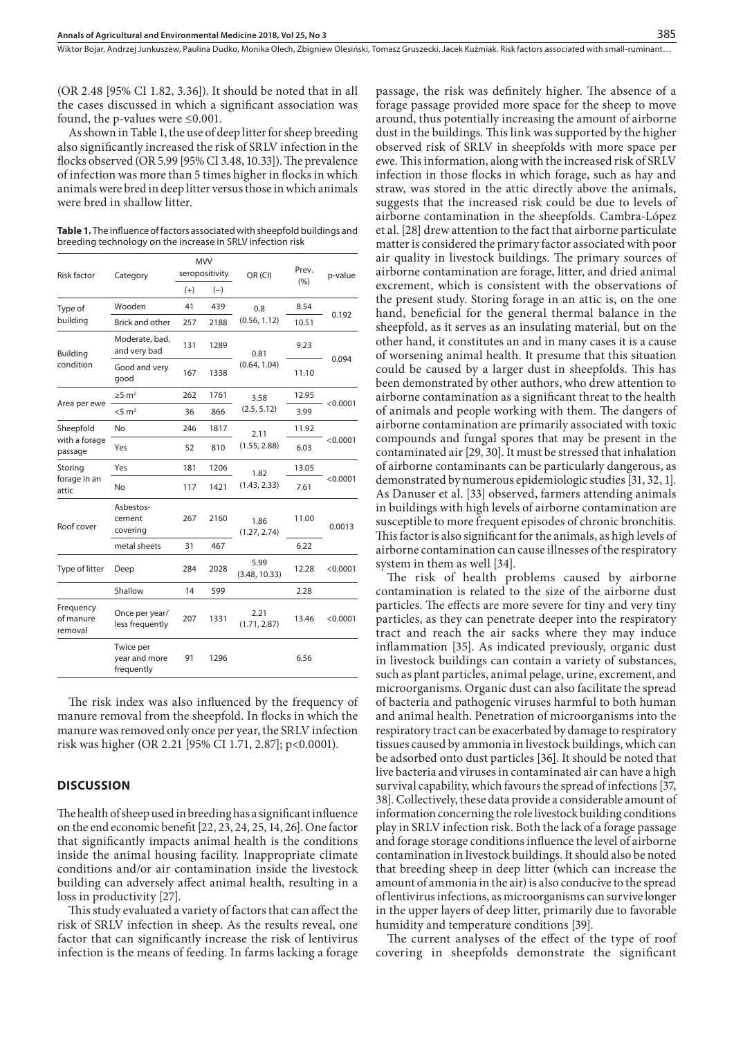(OR 2.48 [95% CI 1.82, 3.36]). It should be noted that in all the cases discussed in which a significant association was found, the p-values were ≤0.001.

As shown in Table 1, the use of deep litter for sheep breeding also significantly increased the risk of SRLV infection in the flocks observed (OR 5.99 [95% CI 3.48, 10.33]). The prevalence of infection was more than 5 times higher in flocks in which animals were bred in deep litter versus those in which animals were bred in shallow litter.

**Table 1.** The influence of factors associated with sheepfold buildings and breeding technology on the increase in SRLV infection risk

| Risk factor | Category | MVV seropositivity | | OR (CI) | Prev. (%) | p-value |
|---|---|---|---|---|---|---|
| | | (+) | (–) | | | |
| Type of building | Wooden | 41 | 439 | 0.8 (0.56, 1.12) | 8.54 | 0.192 |
| | Brick and other | 257 | 2188 | | 10.51 | |
| Building condition | Moderate, bad, and very bad | 131 | 1289 | 0.81 (0.64, 1.04) | 9.23 | 0.094 |
| | Good and very good | 167 | 1338 | | 11.10 | |
| Area per ewe | ≥5 m² | 262 | 1761 | 3.58 (2.5, 5.12) | 12.95 | <0.0001 |
| | <5 m² | 36 | 866 | | 3.99 | |
| Sheepfold with a forage passage | No | 246 | 1817 | 2.11 (1.55, 2.88) | 11.92 | <0.0001 |
| | Yes | 52 | 810 | | 6.03 | |
| Storing forage in an attic | Yes | 181 | 1206 | 1.82 (1.43, 2.33) | 13.05 | <0.0001 |
| | No | 117 | 1421 | | 7.61 | |
| Roof cover | Asbestos-cement covering | 267 | 2160 | 1.86 (1.27, 2.74) | 11.00 | 0.0013 |
| | metal sheets | 31 | 467 | | 6.22 | |
| Type of litter | Deep | 284 | 2028 | 5.99 (3.48, 10.33) | 12.28 | <0.0001 |
| | Shallow | 14 | 599 | | 2.28 | |
| Frequency of manure removal | Once per year/ less frequently | 207 | 1331 | 2.21 (1.71, 2.87) | 13.46 | <0.0001 |
| | Twice per year and more frequently | 91 | 1296 | | 6.56 | |

The risk index was also influenced by the frequency of manure removal from the sheepfold. In flocks in which the manure was removed only once per year, the SRLV infection risk was higher (OR 2.21 [95% CI 1.71, 2.87]; p<0.0001).

## DISCUSSION

The health of sheep used in breeding has a significant influence on the end economic benefit [22, 23, 24, 25, 14, 26]. One factor that significantly impacts animal health is the conditions inside the animal housing facility. Inappropriate climate conditions and/or air contamination inside the livestock building can adversely affect animal health, resulting in a loss in productivity [27].

This study evaluated a variety of factors that can affect the risk of SRLV infection in sheep. As the results reveal, one factor that can significantly increase the risk of lentivirus infection is the means of feeding. In farms lacking a forage passage, the risk was definitely higher. The absence of a forage passage provided more space for the sheep to move around, thus potentially increasing the amount of airborne dust in the buildings. This link was supported by the higher observed risk of SRLV in sheepfolds with more space per ewe. This information, along with the increased risk of SRLV infection in those flocks in which forage, such as hay and straw, was stored in the attic directly above the animals, suggests that the increased risk could be due to levels of airborne contamination in the sheepfolds. Cambra-López et al. [28] drew attention to the fact that airborne particulate matter is considered the primary factor associated with poor air quality in livestock buildings. The primary sources of airborne contamination are forage, litter, and dried animal excrement, which is consistent with the observations of the present study. Storing forage in an attic is, on the one hand, beneficial for the general thermal balance in the sheepfold, as it serves as an insulating material, but on the other hand, it constitutes an and in many cases it is a cause of worsening animal health. It presume that this situation could be caused by a larger dust in sheepfolds. This has been demonstrated by other authors, who drew attention to airborne contamination as a significant threat to the health of animals and people working with them. The dangers of airborne contamination are primarily associated with toxic compounds and fungal spores that may be present in the contaminated air [29, 30]. It must be stressed that inhalation of airborne contaminants can be particularly dangerous, as demonstrated by numerous epidemiologic studies [31, 32, 1]. As Danuser et al. [33] observed, farmers attending animals in buildings with high levels of airborne contamination are susceptible to more frequent episodes of chronic bronchitis. This factor is also significant for the animals, as high levels of airborne contamination can cause illnesses of the respiratory system in them as well [34].

The risk of health problems caused by airborne contamination is related to the size of the airborne dust particles. The effects are more severe for tiny and very tiny particles, as they can penetrate deeper into the respiratory tract and reach the air sacks where they may induce inflammation [35]. As indicated previously, organic dust in livestock buildings can contain a variety of substances, such as plant particles, animal pelage, urine, excrement, and microorganisms. Organic dust can also facilitate the spread of bacteria and pathogenic viruses harmful to both human and animal health. Penetration of microorganisms into the respiratory tract can be exacerbated by damage to respiratory tissues caused by ammonia in livestock buildings, which can be adsorbed onto dust particles [36]. It should be noted that live bacteria and viruses in contaminated air can have a high survival capability, which favours the spread of infections [37, 38]. Collectively, these data provide a considerable amount of information concerning the role livestock building conditions play in SRLV infection risk. Both the lack of a forage passage and forage storage conditions influence the level of airborne contamination in livestock buildings. It should also be noted that breeding sheep in deep litter (which can increase the amount of ammonia in the air) is also conducive to the spread of lentivirus infections, as microorganisms can survive longer in the upper layers of deep litter, primarily due to favorable humidity and temperature conditions [39].

The current analyses of the effect of the type of roof covering in sheepfolds demonstrate the significant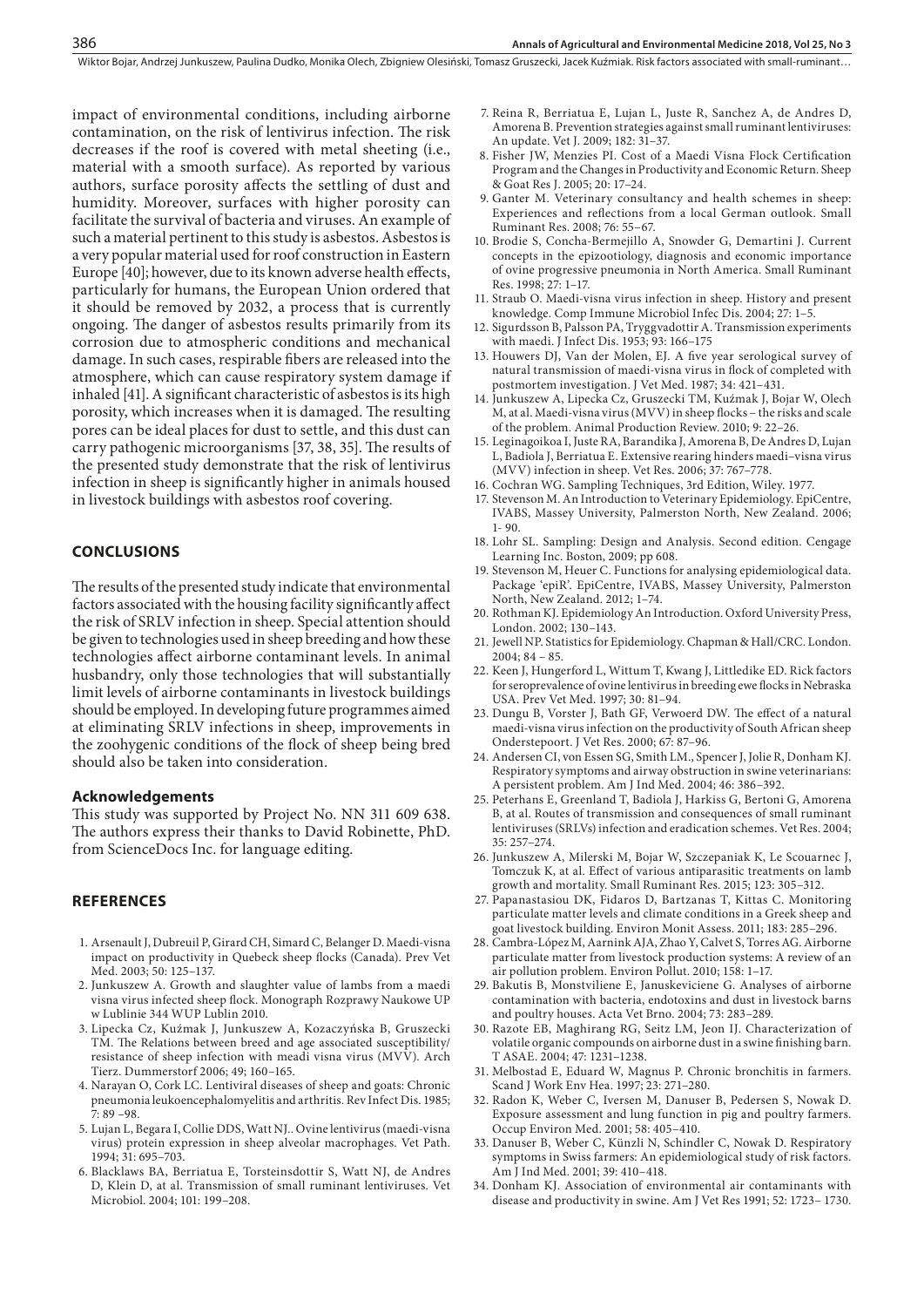impact of environmental conditions, including airborne contamination, on the risk of lentivirus infection. The risk decreases if the roof is covered with metal sheeting (i.e., material with a smooth surface). As reported by various authors, surface porosity affects the settling of dust and humidity. Moreover, surfaces with higher porosity can facilitate the survival of bacteria and viruses. An example of such a material pertinent to this study is asbestos. Asbestos is a very popular material used for roof construction in Eastern Europe [40]; however, due to its known adverse health effects, particularly for humans, the European Union ordered that it should be removed by 2032, a process that is currently ongoing. The danger of asbestos results primarily from its corrosion due to atmospheric conditions and mechanical damage. In such cases, respirable fibers are released into the atmosphere, which can cause respiratory system damage if inhaled [41]. A significant characteristic of asbestos is its high porosity, which increases when it is damaged. The resulting pores can be ideal places for dust to settle, and this dust can carry pathogenic microorganisms [37, 38, 35]. The results of the presented study demonstrate that the risk of lentivirus infection in sheep is significantly higher in animals housed in livestock buildings with asbestos roof covering.

## CONCLUSIONS

The results of the presented study indicate that environmental factors associated with the housing facility significantly affect the risk of SRLV infection in sheep. Special attention should be given to technologies used in sheep breeding and how these technologies affect airborne contaminant levels. In animal husbandry, only those technologies that will substantially limit levels of airborne contaminants in livestock buildings should be employed. In developing future programmes aimed at eliminating SRLV infections in sheep, improvements in the zoohygenic conditions of the flock of sheep being bred should also be taken into consideration.

### Acknowledgements

This study was supported by Project No. NN 311 609 638. The authors express their thanks to David Robinette, PhD. from ScienceDocs Inc. for language editing.

## REFERENCES

1. Arsenault J, Dubreuil P, Girard CH, Simard C, Belanger D. Maedi-visna impact on productivity in Quebeck sheep flocks (Canada). Prev Vet Med. 2003; 50: 125–137.
2. Junkuszew A. Growth and slaughter value of lambs from a maedi visna virus infected sheep flock. Monograph Rozprawy Naukowe UP w Lublinie 344 WUP Lublin 2010.
3. Lipecka Cz, Kuźmak J, Junkuszew A, Kozaczyńska B, Gruszecki TM. The Relations between breed and age associated susceptibility/ resistance of sheep infection with meadi visna virus (MVV). Arch Tierz. Dummerstorf 2006; 49; 160–165.
4. Narayan O, Cork LC. Lentiviral diseases of sheep and goats: Chronic pneumonia leukoencephalomyelitis and arthritis. Rev Infect Dis. 1985; 7: 89 –98.
5. Lujan L, Begara I, Collie DDS, Watt NJ.. Ovine lentivirus (maedi-visna virus) protein expression in sheep alveolar macrophages. Vet Path. 1994; 31: 695–703.
6. Blacklaws BA, Berriatua E, Torsteinsdottir S, Watt NJ, de Andres D, Klein D, at al. Transmission of small ruminant lentiviruses. Vet Microbiol. 2004; 101: 199–208.
7. Reina R, Berriatua E, Lujan L, Juste R, Sanchez A, de Andres D, Amorena B. Prevention strategies against small ruminant lentiviruses: An update. Vet J. 2009; 182: 31–37.
8. Fisher JW, Menzies PI. Cost of a Maedi Visna Flock Certification Program and the Changes in Productivity and Economic Return. Sheep & Goat Res J. 2005; 20: 17–24.
9. Ganter M. Veterinary consultancy and health schemes in sheep: Experiences and reflections from a local German outlook. Small Ruminant Res. 2008; 76: 55–67.
10. Brodie S, Concha-Bermejillo A, Snowder G, Demartini J. Current concepts in the epizootiology, diagnosis and economic importance of ovine progressive pneumonia in North America. Small Ruminant Res. 1998; 27: 1–17.
11. Straub O. Maedi-visna virus infection in sheep. History and present knowledge. Comp Immune Microbiol Infec Dis. 2004; 27: 1–5.
12. Sigurdsson B, Palsson PA, Tryggvadottir A. Transmission experiments with maedi. J Infect Dis. 1953; 93: 166–175
13. Houwers DJ, Van der Molen, EJ. A five year serological survey of natural transmission of maedi-visna virus in flock of completed with postmortem investigation. J Vet Med. 1987; 34: 421–431.
14. Junkuszew A, Lipecka Cz, Gruszecki TM, Kuźmak J, Bojar W, Olech M, at al. Maedi-visna virus (MVV) in sheep flocks – the risks and scale of the problem. Animal Production Review. 2010; 9: 22–26.
15. Leginagoikoa I, Juste RA, Barandika J, Amorena B, De Andres D, Lujan L, Badiola J, Berriatua E. Extensive rearing hinders maedi–visna virus (MVV) infection in sheep. Vet Res. 2006; 37: 767–778.
16. Cochran WG. Sampling Techniques, 3rd Edition, Wiley. 1977.
17. Stevenson M. An Introduction to Veterinary Epidemiology. EpiCentre, IVABS, Massey University, Palmerston North, New Zealand. 2006; 1- 90.
18. Lohr SL. Sampling: Design and Analysis. Second edition. Cengage Learning Inc. Boston, 2009; pp 608.
19. Stevenson M, Heuer C. Functions for analysing epidemiological data. Package 'epiR'. EpiCentre, IVABS, Massey University, Palmerston North, New Zealand. 2012; 1–74.
20. Rothman KJ. Epidemiology An Introduction. Oxford University Press, London. 2002; 130–143.
21. Jewell NP. Statistics for Epidemiology. Chapman & Hall/CRC. London. 2004; 84 – 85.
22. Keen J, Hungerford L, Wittum T, Kwang J, Littledike ED. Rick factors for seroprevalence of ovine lentivirus in breeding ewe flocks in Nebraska USA. Prev Vet Med. 1997; 30: 81–94.
23. Dungu B, Vorster J, Bath GF, Verwoerd DW. The effect of a natural maedi-visna virus infection on the productivity of South African sheep Onderstepoort. J Vet Res. 2000; 67: 87–96.
24. Andersen CI, von Essen SG, Smith LM., Spencer J, Jolie R, Donham KJ. Respiratory symptoms and airway obstruction in swine veterinarians: A persistent problem. Am J Ind Med. 2004; 46: 386–392.
25. Peterhans E, Greenland T, Badiola J, Harkiss G, Bertoni G, Amorena B, at al. Routes of transmission and consequences of small ruminant lentiviruses (SRLVs) infection and eradication schemes. Vet Res. 2004; 35: 257–274.
26. Junkuszew A, Milerski M, Bojar W, Szczepaniak K, Le Scouarnec J, Tomczuk K, at al. Effect of various antiparasitic treatments on lamb growth and mortality. Small Ruminant Res. 2015; 123: 305–312.
27. Papanastasiou DK, Fidaros D, Bartzanas T, Kittas C. Monitoring particulate matter levels and climate conditions in a Greek sheep and goat livestock building. Environ Monit Assess. 2011; 183: 285–296.
28. Cambra-López M, Aarnink AJA, Zhao Y, Calvet S, Torres AG. Airborne particulate matter from livestock production systems: A review of an air pollution problem. Environ Pollut. 2010; 158: 1–17.
29. Bakutis B, Monstviliene E, Januskeviciene G. Analyses of airborne contamination with bacteria, endotoxins and dust in livestock barns and poultry houses. Acta Vet Brno. 2004; 73: 283–289.
30. Razote EB, Maghirang RG, Seitz LM, Jeon IJ. Characterization of volatile organic compounds on airborne dust in a swine finishing barn. T ASAE. 2004; 47: 1231–1238.
31. Melbostad E, Eduard W, Magnus P. Chronic bronchitis in farmers. Scand J Work Env Hea. 1997; 23: 271–280.
32. Radon K, Weber C, Iversen M, Danuser B, Pedersen S, Nowak D. Exposure assessment and lung function in pig and poultry farmers. Occup Environ Med. 2001; 58: 405–410.
33. Danuser B, Weber C, Künzli N, Schindler C, Nowak D. Respiratory symptoms in Swiss farmers: An epidemiological study of risk factors. Am J Ind Med. 2001; 39: 410–418.
34. Donham KJ. Association of environmental air contaminants with disease and productivity in swine. Am J Vet Res 1991; 52: 1723– 1730.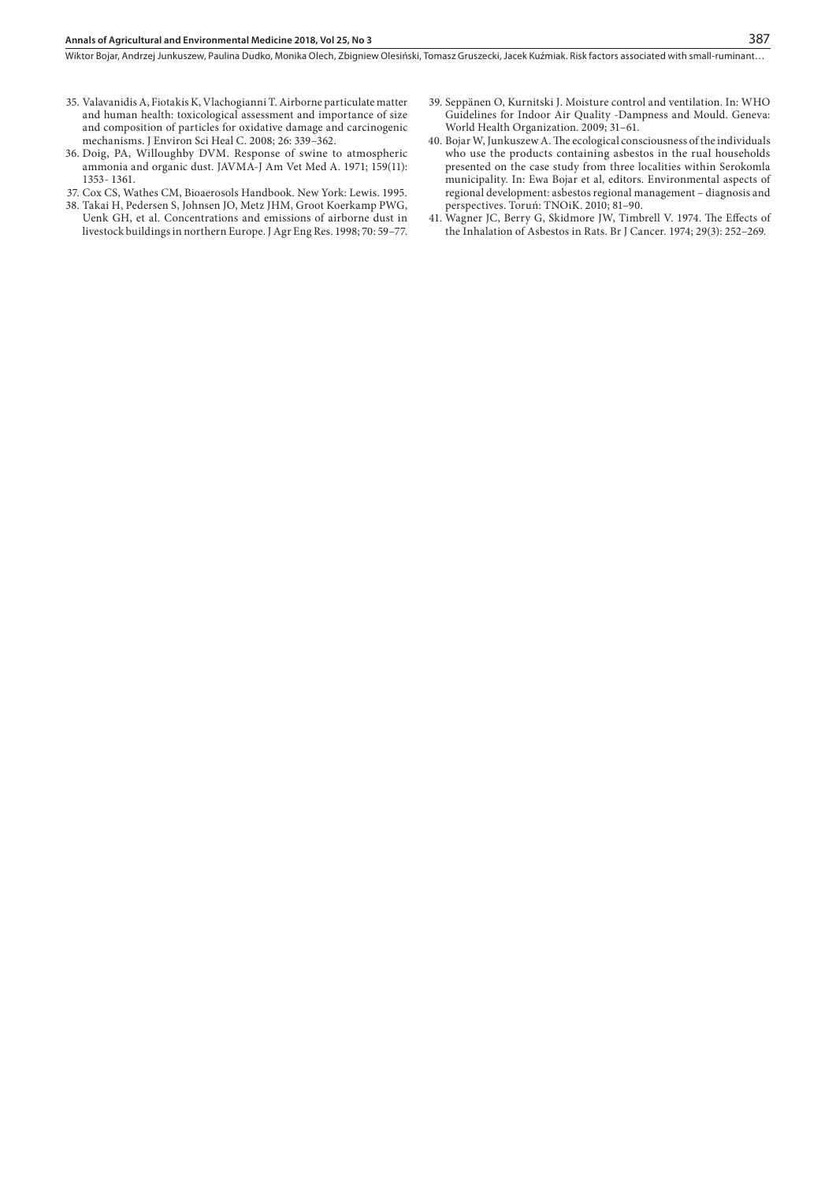35. Valavanidis A, Fiotakis K, Vlachogianni T. Airborne particulate matter and human health: toxicological assessment and importance of size and composition of particles for oxidative damage and carcinogenic mechanisms. J Environ Sci Heal C. 2008; 26: 339–362.
36. Doig, PA, Willoughby DVM. Response of swine to atmospheric ammonia and organic dust. JAVMA-J Am Vet Med A. 1971; 159(11): 1353- 1361.
37. Cox CS, Wathes CM, Bioaerosols Handbook. New York: Lewis. 1995.
38. Takai H, Pedersen S, Johnsen JO, Metz JHM, Groot Koerkamp PWG, Uenk GH, et al. Concentrations and emissions of airborne dust in livestock buildings in northern Europe. J Agr Eng Res. 1998; 70: 59–77.
39. Seppänen O, Kurnitski J. Moisture control and ventilation. In: WHO Guidelines for Indoor Air Quality -Dampness and Mould. Geneva: World Health Organization. 2009; 31–61.
40. Bojar W, Junkuszew A. The ecological consciousness of the individuals who use the products containing asbestos in the rual households presented on the case study from three localities within Serokomla municipality. In: Ewa Bojar et al, editors. Environmental aspects of regional development: asbestos regional management – diagnosis and perspectives. Toruń: TNOiK. 2010; 81–90.
41. Wagner JC, Berry G, Skidmore JW, Timbrell V. 1974. The Effects of the Inhalation of Asbestos in Rats. Br J Cancer. 1974; 29(3): 252–269.